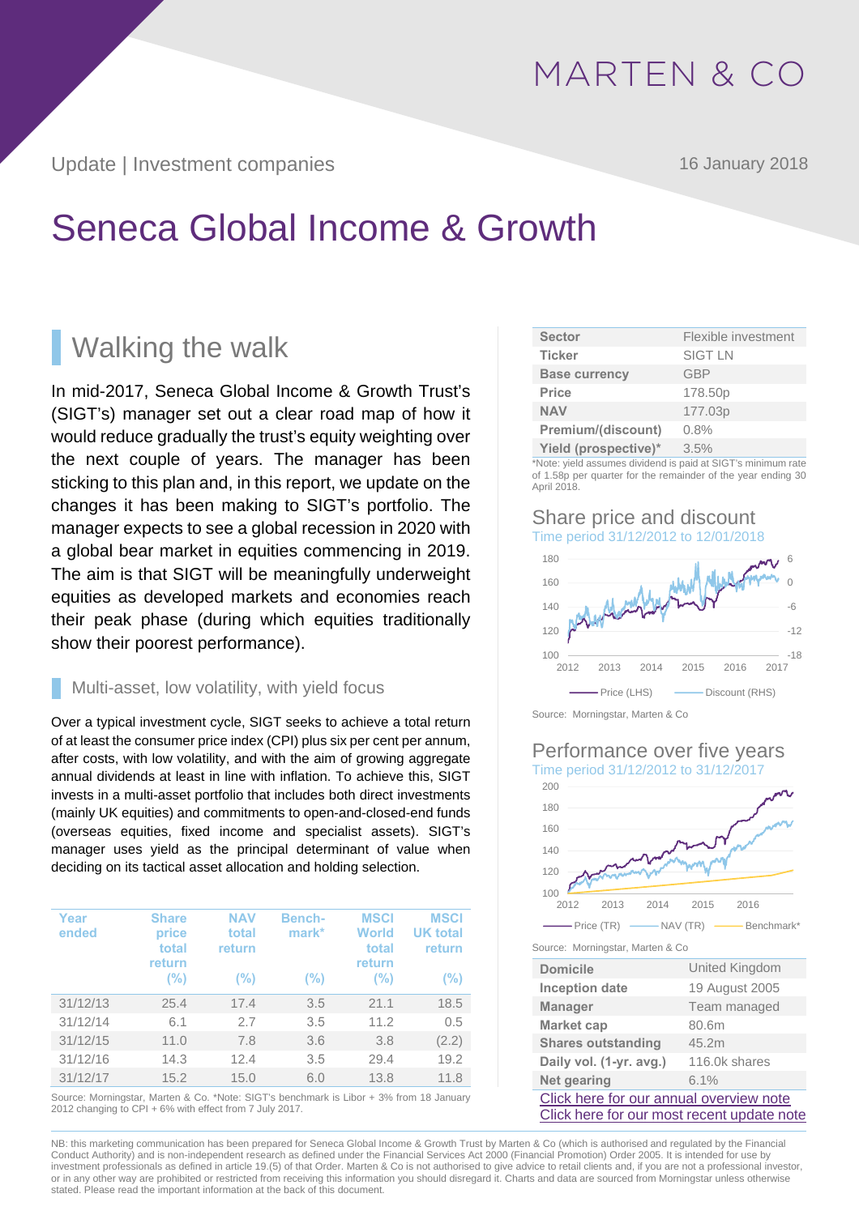MARTEN & CO

Update | Investment companies

16 January 2018

# Seneca Global Income & Growth

## Walking the walk

In mid-2017, Seneca Global Income & Growth Trust's (SIGT's) manager set out a clear road map of how it would reduce gradually the trust's equity weighting over the next couple of years. The manager has been sticking to this plan and, in this report, we update on the changes it has been making to SIGT's portfolio. The manager expects to see a global recession in 2020 with a global bear market in equities commencing in 2019. The aim is that SIGT will be meaningfully underweight equities as developed markets and economies reach their peak phase (during which equities traditionally show their poorest performance).

### Multi-asset, low volatility, with yield focus

Over a typical investment cycle, SIGT seeks to achieve a total return of at least the consumer price index (CPI) plus six per cent per annum, after costs, with low volatility, and with the aim of growing aggregate annual dividends at least in line with inflation. To achieve this, SIGT invests in a multi-asset portfolio that includes both direct investments (mainly UK equities) and commitments to open-and-closed-end funds (overseas equities, fixed income and specialist assets). SIGT's manager uses yield as the principal determinant of value when deciding on its tactical asset allocation and holding selection.

| Year ended | Share price total return (%) | NAV total return (%) | Bench-mark* (%) | MSCI World total return (%) | MSCI UK total return (%) |
|---|---|---|---|---|---|
| 31/12/13 | 25.4 | 17.4 | 3.5 | 21.1 | 18.5 |
| 31/12/14 | 6.1 | 2.7 | 3.5 | 11.2 | 0.5 |
| 31/12/15 | 11.0 | 7.8 | 3.6 | 3.8 | (2.2) |
| 31/12/16 | 14.3 | 12.4 | 3.5 | 29.4 | 19.2 |
| 31/12/17 | 15.2 | 15.0 | 6.0 | 13.8 | 11.8 |

Source: Morningstar, Marten & Co. *Note: SIGT's benchmark is Libor + 3% from 18 January 2012 changing to CPI + 6% with effect from 7 July 2017.

| | |
|---|---|
| Sector | Flexible investment |
| Ticker | SIGT LN |
| Base currency | GBP |
| Price | 178.50p |
| NAV | 177.03p |
| Premium/(discount) | 0.8% |
| Yield (prospective)* | 3.5% |

*Note: yield assumes dividend is paid at SIGT's minimum rate of 1.58p per quarter for the remainder of the year ending 30 April 2018.

### Share price and discount

Time period 31/12/2012 to 12/01/2018

Price (LHS) — Discount (RHS)

Source: Morningstar, Marten & Co

### Performance over five years

Time period 31/12/2012 to 31/12/2017

Price (TR) — NAV (TR) — Benchmark*

Source: Morningstar, Marten & Co

| | |
|---|---|
| Domicile | United Kingdom |
| Inception date | 19 August 2005 |
| Manager | Team managed |
| Market cap | 80.6m |
| Shares outstanding | 45.2m |
| Daily vol. (1-yr. avg.) | 116.0k shares |
| Net gearing | 6.1% |

Click here for our annual overview note

Click here for our most recent update note

NB: this marketing communication has been prepared for Seneca Global Income & Growth Trust by Marten & Co (which is authorised and regulated by the Financial Conduct Authority) and is non-independent research as defined under the Financial Services Act 2000 (Financial Promotion) Order 2005. It is intended for use by investment professionals as defined in article 19.(5) of that Order. Marten & Co is not authorised to give advice to retail clients and, if you are not a professional investor, or in any other way are prohibited or restricted from receiving this information you should disregard it. Charts and data are sourced from Morningstar unless otherwise stated. Please read the important information at the back of this document.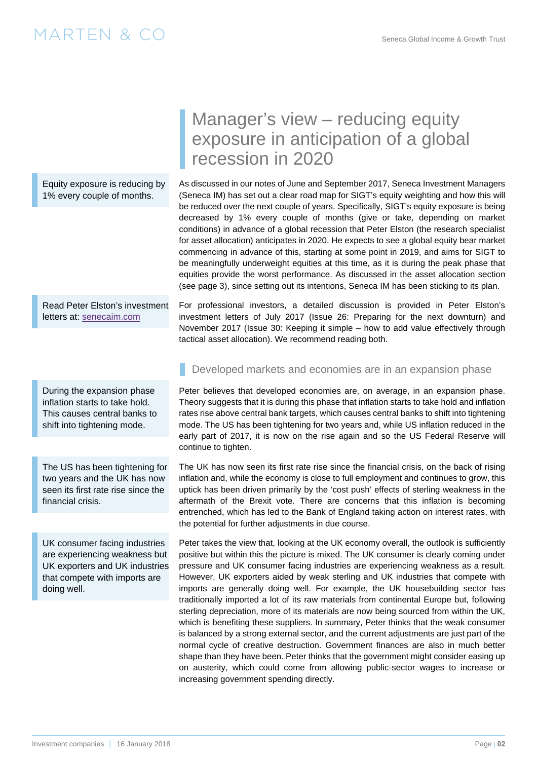## Manager's view – reducing equity exposure in anticipation of a global recession in 2020

Equity exposure is reducing by 1% every couple of months.

As discussed in our notes of June and September 2017, Seneca Investment Managers (Seneca IM) has set out a clear road map for SIGT's equity weighting and how this will be reduced over the next couple of years. Specifically, SIGT's equity exposure is being decreased by 1% every couple of months (give or take, depending on market conditions) in advance of a global recession that Peter Elston (the research specialist for asset allocation) anticipates in 2020. He expects to see a global equity bear market commencing in advance of this, starting at some point in 2019, and aims for SIGT to be meaningfully underweight equities at this time, as it is during the peak phase that equities provide the worst performance. As discussed in the asset allocation section (see page 3), since setting out its intentions, Seneca IM has been sticking to its plan.

Read Peter Elston's investment letters at: senecaim.com

For professional investors, a detailed discussion is provided in Peter Elston's investment letters of July 2017 (Issue 26: Preparing for the next downturn) and November 2017 (Issue 30: Keeping it simple – how to add value effectively through tactical asset allocation). We recommend reading both.

### Developed markets and economies are in an expansion phase

During the expansion phase inflation starts to take hold. This causes central banks to shift into tightening mode.

Peter believes that developed economies are, on average, in an expansion phase. Theory suggests that it is during this phase that inflation starts to take hold and inflation rates rise above central bank targets, which causes central banks to shift into tightening mode. The US has been tightening for two years and, while US inflation reduced in the early part of 2017, it is now on the rise again and so the US Federal Reserve will continue to tighten.

The US has been tightening for two years and the UK has now seen its first rate rise since the financial crisis.

The UK has now seen its first rate rise since the financial crisis, on the back of rising inflation and, while the economy is close to full employment and continues to grow, this uptick has been driven primarily by the 'cost push' effects of sterling weakness in the aftermath of the Brexit vote. There are concerns that this inflation is becoming entrenched, which has led to the Bank of England taking action on interest rates, with the potential for further adjustments in due course.

UK consumer facing industries are experiencing weakness but UK exporters and UK industries that compete with imports are doing well.

Peter takes the view that, looking at the UK economy overall, the outlook is sufficiently positive but within this the picture is mixed. The UK consumer is clearly coming under pressure and UK consumer facing industries are experiencing weakness as a result. However, UK exporters aided by weak sterling and UK industries that compete with imports are generally doing well. For example, the UK housebuilding sector has traditionally imported a lot of its raw materials from continental Europe but, following sterling depreciation, more of its materials are now being sourced from within the UK, which is benefiting these suppliers. In summary, Peter thinks that the weak consumer is balanced by a strong external sector, and the current adjustments are just part of the normal cycle of creative destruction. Government finances are also in much better shape than they have been. Peter thinks that the government might consider easing up on austerity, which could come from allowing public-sector wages to increase or increasing government spending directly.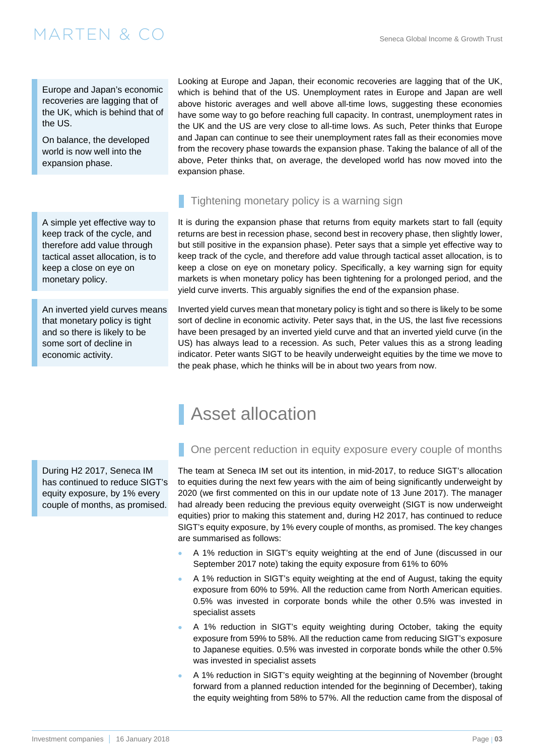Europe and Japan's economic recoveries are lagging that of the UK, which is behind that of the US.

On balance, the developed world is now well into the expansion phase.

Looking at Europe and Japan, their economic recoveries are lagging that of the UK, which is behind that of the US. Unemployment rates in Europe and Japan are well above historic averages and well above all-time lows, suggesting these economies have some way to go before reaching full capacity. In contrast, unemployment rates in the UK and the US are very close to all-time lows. As such, Peter thinks that Europe and Japan can continue to see their unemployment rates fall as their economies move from the recovery phase towards the expansion phase. Taking the balance of all of the above, Peter thinks that, on average, the developed world has now moved into the expansion phase.

### Tightening monetary policy is a warning sign

A simple yet effective way to keep track of the cycle, and therefore add value through tactical asset allocation, is to keep a close on eye on monetary policy.

It is during the expansion phase that returns from equity markets start to fall (equity returns are best in recession phase, second best in recovery phase, then slightly lower, but still positive in the expansion phase). Peter says that a simple yet effective way to keep track of the cycle, and therefore add value through tactical asset allocation, is to keep a close on eye on monetary policy. Specifically, a key warning sign for equity markets is when monetary policy has been tightening for a prolonged period, and the yield curve inverts. This arguably signifies the end of the expansion phase.

An inverted yield curves means that monetary policy is tight and so there is likely to be some sort of decline in economic activity.

Inverted yield curves mean that monetary policy is tight and so there is likely to be some sort of decline in economic activity. Peter says that, in the US, the last five recessions have been presaged by an inverted yield curve and that an inverted yield curve (in the US) has always lead to a recession. As such, Peter values this as a strong leading indicator. Peter wants SIGT to be heavily underweight equities by the time we move to the peak phase, which he thinks will be in about two years from now.

## Asset allocation

### One percent reduction in equity exposure every couple of months

During H2 2017, Seneca IM has continued to reduce SIGT's equity exposure, by 1% every couple of months, as promised.

The team at Seneca IM set out its intention, in mid-2017, to reduce SIGT's allocation to equities during the next few years with the aim of being significantly underweight by 2020 (we first commented on this in our update note of 13 June 2017). The manager had already been reducing the previous equity overweight (SIGT is now underweight equities) prior to making this statement and, during H2 2017, has continued to reduce SIGT's equity exposure, by 1% every couple of months, as promised. The key changes are summarised as follows:

- A 1% reduction in SIGT's equity weighting at the end of June (discussed in our September 2017 note) taking the equity exposure from 61% to 60%
- A 1% reduction in SIGT's equity weighting at the end of August, taking the equity exposure from 60% to 59%. All the reduction came from North American equities. 0.5% was invested in corporate bonds while the other 0.5% was invested in specialist assets
- A 1% reduction in SIGT's equity weighting during October, taking the equity exposure from 59% to 58%. All the reduction came from reducing SIGT's exposure to Japanese equities. 0.5% was invested in corporate bonds while the other 0.5% was invested in specialist assets
- A 1% reduction in SIGT's equity weighting at the beginning of November (brought forward from a planned reduction intended for the beginning of December), taking the equity weighting from 58% to 57%. All the reduction came from the disposal of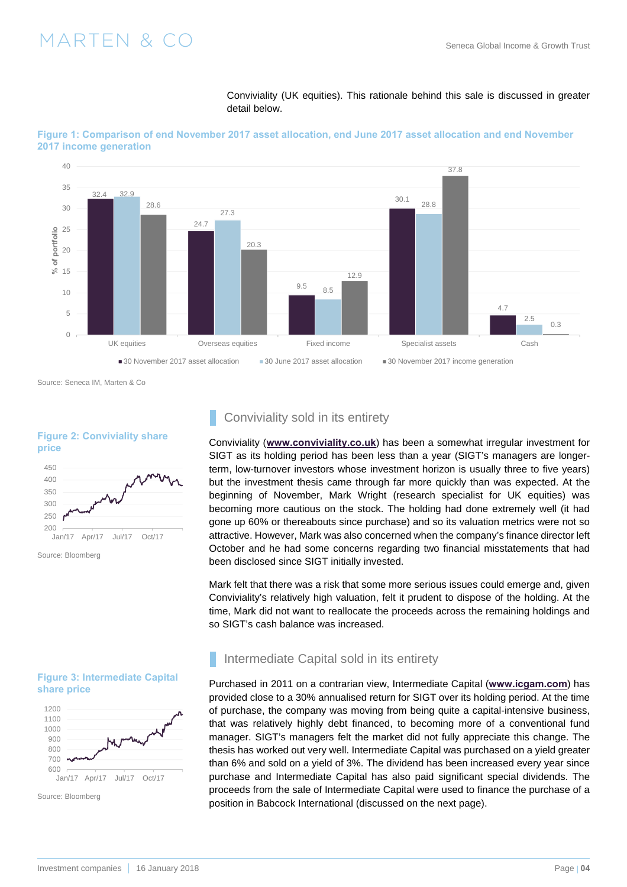Conviviality (UK equities). This rationale behind this sale is discussed in greater detail below.

**Figure 1: Comparison of end November 2017 asset allocation, end June 2017 asset allocation and end November 2017 income generation**

| % of portfolio | 30 November 2017 asset allocation | 30 June 2017 asset allocation | 30 November 2017 income generation |
|---|---|---|---|
| UK equities | 32.4 | 32.9 | 28.6 |
| Overseas equities | 24.7 | 27.3 | 20.3 |
| Fixed income | 9.5 | 8.5 | 12.9 |
| Specialist assets | 30.1 | 28.8 | 37.8 |
| Cash | 4.7 | 2.5 | 0.3 |

Source: Seneca IM, Marten & Co

## Conviviality sold in its entirety

**Figure 2: Conviviality share price**

Source: Bloomberg

Conviviality (**www.conviviality.co.uk**) has been a somewhat irregular investment for SIGT as its holding period has been less than a year (SIGT's managers are longer-term, low-turnover investors whose investment horizon is usually three to five years) but the investment thesis came through far more quickly than was expected. At the beginning of November, Mark Wright (research specialist for UK equities) was becoming more cautious on the stock. The holding had done extremely well (it had gone up 60% or thereabouts since purchase) and so its valuation metrics were not so attractive. However, Mark was also concerned when the company's finance director left October and he had some concerns regarding two financial misstatements that had been disclosed since SIGT initially invested.

Mark felt that there was a risk that some more serious issues could emerge and, given Conviviality's relatively high valuation, felt it prudent to dispose of the holding. At the time, Mark did not want to reallocate the proceeds across the remaining holdings and so SIGT's cash balance was increased.

## Intermediate Capital sold in its entirety

**Figure 3: Intermediate Capital share price**

Source: Bloomberg

Purchased in 2011 on a contrarian view, Intermediate Capital (**www.icgam.com**) has provided close to a 30% annualised return for SIGT over its holding period. At the time of purchase, the company was moving from being quite a capital-intensive business, that was relatively highly debt financed, to becoming more of a conventional fund manager. SIGT's managers felt the market did not fully appreciate this change. The thesis has worked out very well. Intermediate Capital was purchased on a yield greater than 6% and sold on a yield of 3%. The dividend has been increased every year since purchase and Intermediate Capital has also paid significant special dividends. The proceeds from the sale of Intermediate Capital were used to finance the purchase of a position in Babcock International (discussed on the next page).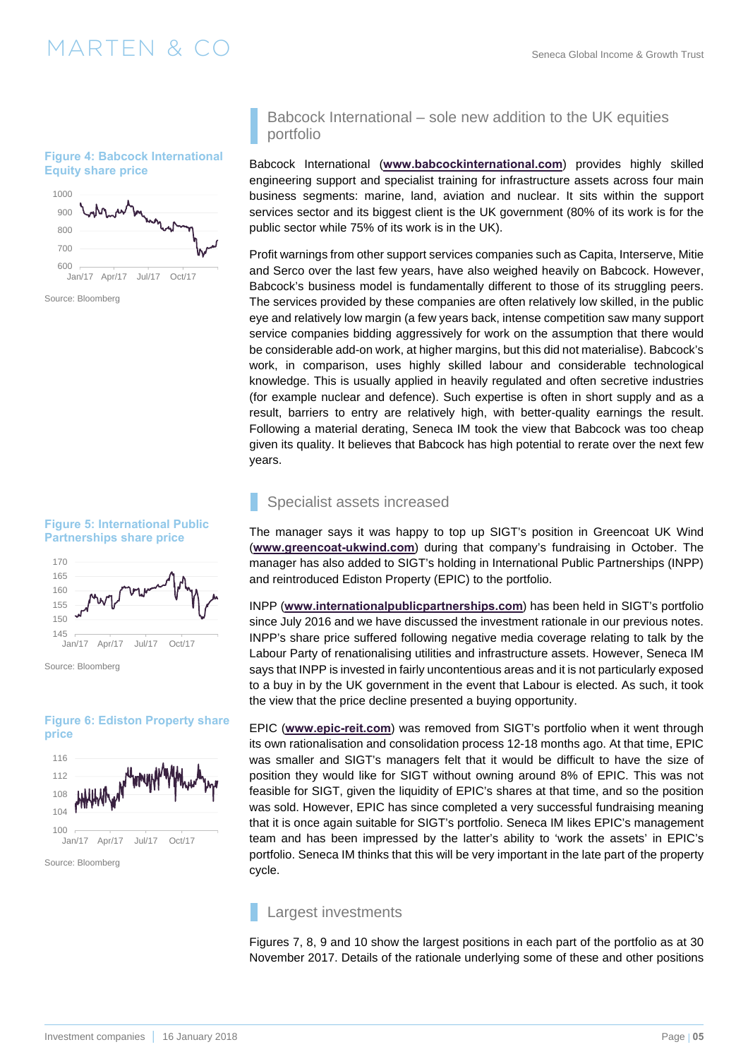## Babcock International – sole new addition to the UK equities portfolio

**Figure 4: Babcock International Equity share price**

Source: Bloomberg

Babcock International (**www.babcockinternational.com**) provides highly skilled engineering support and specialist training for infrastructure assets across four main business segments: marine, land, aviation and nuclear. It sits within the support services sector and its biggest client is the UK government (80% of its work is for the public sector while 75% of its work is in the UK).

Profit warnings from other support services companies such as Capita, Interserve, Mitie and Serco over the last few years, have also weighed heavily on Babcock. However, Babcock's business model is fundamentally different to those of its struggling peers. The services provided by these companies are often relatively low skilled, in the public eye and relatively low margin (a few years back, intense competition saw many support service companies bidding aggressively for work on the assumption that there would be considerable add-on work, at higher margins, but this did not materialise). Babcock's work, in comparison, uses highly skilled labour and considerable technological knowledge. This is usually applied in heavily regulated and often secretive industries (for example nuclear and defence). Such expertise is often in short supply and as a result, barriers to entry are relatively high, with better-quality earnings the result. Following a material derating, Seneca IM took the view that Babcock was too cheap given its quality. It believes that Babcock has high potential to rerate over the next few years.

## Specialist assets increased

**Figure 5: International Public Partnerships share price**

Source: Bloomberg

The manager says it was happy to top up SIGT's position in Greencoat UK Wind (**www.greencoat-ukwind.com**) during that company's fundraising in October. The manager has also added to SIGT's holding in International Public Partnerships (INPP) and reintroduced Ediston Property (EPIC) to the portfolio.

INPP (**www.internationalpublicpartnerships.com**) has been held in SIGT's portfolio since July 2016 and we have discussed the investment rationale in our previous notes. INPP's share price suffered following negative media coverage relating to talk by the Labour Party of renationalising utilities and infrastructure assets. However, Seneca IM says that INPP is invested in fairly uncontentious areas and it is not particularly exposed to a buy in by the UK government in the event that Labour is elected. As such, it took the view that the price decline presented a buying opportunity.

**Figure 6: Ediston Property share price**

Source: Bloomberg

EPIC (**www.epic-reit.com**) was removed from SIGT's portfolio when it went through its own rationalisation and consolidation process 12-18 months ago. At that time, EPIC was smaller and SIGT's managers felt that it would be difficult to have the size of position they would like for SIGT without owning around 8% of EPIC. This was not feasible for SIGT, given the liquidity of EPIC's shares at that time, and so the position was sold. However, EPIC has since completed a very successful fundraising meaning that it is once again suitable for SIGT's portfolio. Seneca IM likes EPIC's management team and has been impressed by the latter's ability to 'work the assets' in EPIC's portfolio. Seneca IM thinks that this will be very important in the late part of the property cycle.

## Largest investments

Figures 7, 8, 9 and 10 show the largest positions in each part of the portfolio as at 30 November 2017. Details of the rationale underlying some of these and other positions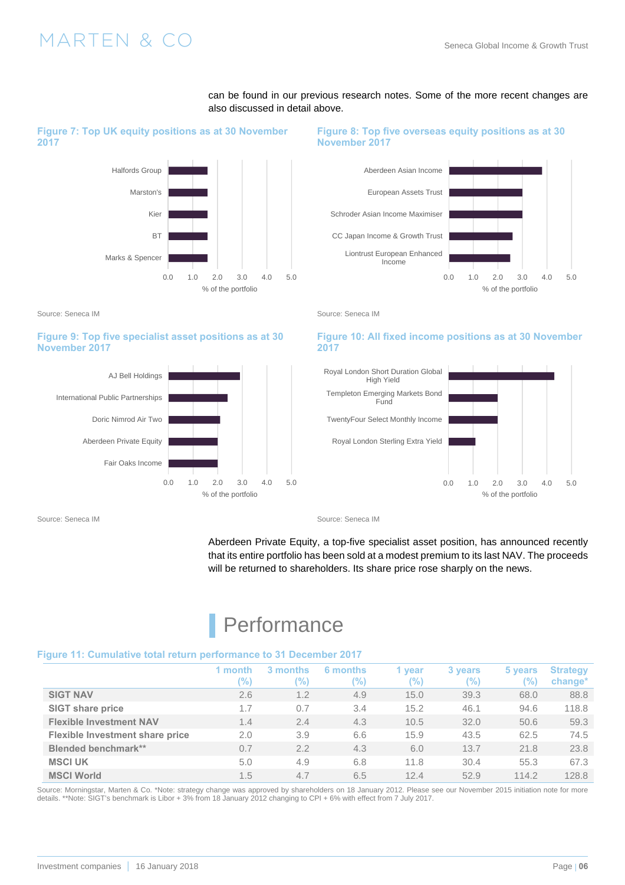can be found in our previous research notes. Some of the more recent changes are also discussed in detail above.

**Figure 7: Top UK equity positions as at 30 November 2017**

| Position | % of the portfolio |
|---|---|
| Halfords Group | 1.6 |
| Marston's | 1.6 |
| Kier | 1.6 |
| BT | 1.6 |
| Marks & Spencer | 1.6 |

Source: Seneca IM

**Figure 8: Top five overseas equity positions as at 30 November 2017**

| Position | % of the portfolio |
|---|---|
| Aberdeen Asian Income | 3.8 |
| European Assets Trust | 3.0 |
| Schroder Asian Income Maximiser | 3.0 |
| CC Japan Income & Growth Trust | 2.6 |
| Liontrust European Enhanced Income | 2.5 |

Source: Seneca IM

**Figure 9: Top five specialist asset positions as at 30 November 2017**

| Position | % of the portfolio |
|---|---|
| AJ Bell Holdings | 2.9 |
| International Public Partnerships | 2.4 |
| Doric Nimrod Air Two | 2.1 |
| Aberdeen Private Equity | 2.0 |
| Fair Oaks Income | 2.0 |

Source: Seneca IM

**Figure 10: All fixed income positions as at 30 November 2017**

| Position | % of the portfolio |
|---|---|
| Royal London Short Duration Global High Yield | 4.3 |
| Templeton Emerging Markets Bond Fund | 2.0 |
| TwentyFour Select Monthly Income | 2.0 |
| Royal London Sterling Extra Yield | 1.1 |

Source: Seneca IM

Aberdeen Private Equity, a top-five specialist asset position, has announced recently that its entire portfolio has been sold at a modest premium to its last NAV. The proceeds will be returned to shareholders. Its share price rose sharply on the news.

## Performance

**Figure 11: Cumulative total return performance to 31 December 2017**

| | 1 month (%) | 3 months (%) | 6 months (%) | 1 year (%) | 3 years (%) | 5 years (%) | Strategy change* |
|---|---|---|---|---|---|---|---|
| **SIGT NAV** | 2.6 | 1.2 | 4.9 | 15.0 | 39.3 | 68.0 | 88.8 |
| **SIGT share price** | 1.7 | 0.7 | 3.4 | 15.2 | 46.1 | 94.6 | 118.8 |
| **Flexible Investment NAV** | 1.4 | 2.4 | 4.3 | 10.5 | 32.0 | 50.6 | 59.3 |
| **Flexible Investment share price** | 2.0 | 3.9 | 6.6 | 15.9 | 43.5 | 62.5 | 74.5 |
| **Blended benchmark**** | 0.7 | 2.2 | 4.3 | 6.0 | 13.7 | 21.8 | 23.8 |
| **MSCI UK** | 5.0 | 4.9 | 6.8 | 11.8 | 30.4 | 55.3 | 67.3 |
| **MSCI World** | 1.5 | 4.7 | 6.5 | 12.4 | 52.9 | 114.2 | 128.8 |

Source: Morningstar, Marten & Co. *Note: strategy change was approved by shareholders on 18 January 2012. Please see our November 2015 initiation note for more details. **Note: SIGT's benchmark is Libor + 3% from 18 January 2012 changing to CPI + 6% with effect from 7 July 2017.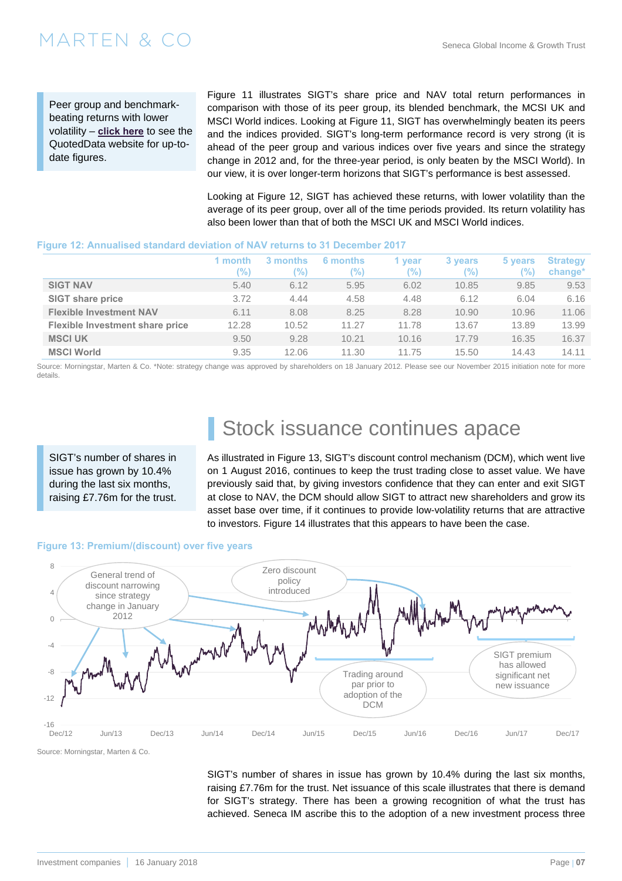Peer group and benchmark-beating returns with lower volatility – **click here** to see the QuotedData website for up-to-date figures.

Figure 11 illustrates SIGT's share price and NAV total return performances in comparison with those of its peer group, its blended benchmark, the MCSI UK and MSCI World indices. Looking at Figure 11, SIGT has overwhelmingly beaten its peers and the indices provided. SIGT's long-term performance record is very strong (it is ahead of the peer group and various indices over five years and since the strategy change in 2012 and, for the three-year period, is only beaten by the MSCI World). In our view, it is over longer-term horizons that SIGT's performance is best assessed.

Looking at Figure 12, SIGT has achieved these returns, with lower volatility than the average of its peer group, over all of the time periods provided. Its return volatility has also been lower than that of both the MSCI UK and MSCI World indices.

**Figure 12: Annualised standard deviation of NAV returns to 31 December 2017**

| | 1 month (%) | 3 months (%) | 6 months (%) | 1 year (%) | 3 years (%) | 5 years (%) | Strategy change* |
|---|---|---|---|---|---|---|---|
| SIGT NAV | 5.40 | 6.12 | 5.95 | 6.02 | 10.85 | 9.85 | 9.53 |
| SIGT share price | 3.72 | 4.44 | 4.58 | 4.48 | 6.12 | 6.04 | 6.16 |
| Flexible Investment NAV | 6.11 | 8.08 | 8.25 | 8.28 | 10.90 | 10.96 | 11.06 |
| Flexible Investment share price | 12.28 | 10.52 | 11.27 | 11.78 | 13.67 | 13.89 | 13.99 |
| MSCI UK | 9.50 | 9.28 | 10.21 | 10.16 | 17.79 | 16.35 | 16.37 |
| MSCI World | 9.35 | 12.06 | 11.30 | 11.75 | 15.50 | 14.43 | 14.11 |

Source: Morningstar, Marten & Co. *Note: strategy change was approved by shareholders on 18 January 2012. Please see our November 2015 initiation note for more details.

# Stock issuance continues apace

SIGT's number of shares in issue has grown by 10.4% during the last six months, raising £7.76m for the trust.

As illustrated in Figure 13, SIGT's discount control mechanism (DCM), which went live on 1 August 2016, continues to keep the trust trading close to asset value. We have previously said that, by giving investors confidence that they can enter and exit SIGT at close to NAV, the DCM should allow SIGT to attract new shareholders and grow its asset base over time, if it continues to provide low-volatility returns that are attractive to investors. Figure 14 illustrates that this appears to have been the case.

**Figure 13: Premium/(discount) over five years**

Source: Morningstar, Marten & Co.

SIGT's number of shares in issue has grown by 10.4% during the last six months, raising £7.76m for the trust. Net issuance of this scale illustrates that there is demand for SIGT's strategy. There has been a growing recognition of what the trust has achieved. Seneca IM ascribe this to the adoption of a new investment process three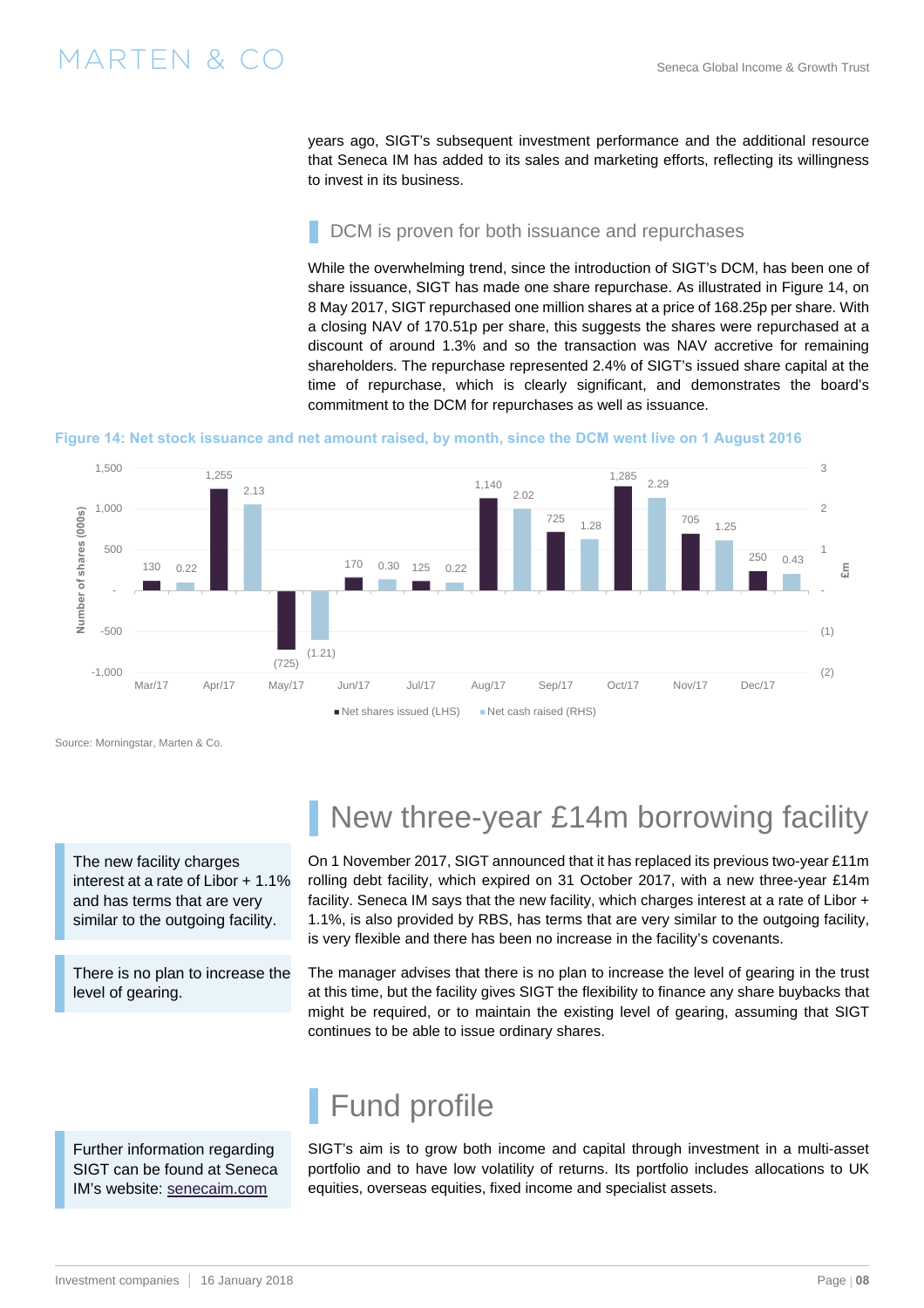years ago, SIGT's subsequent investment performance and the additional resource that Seneca IM has added to its sales and marketing efforts, reflecting its willingness to invest in its business.

### DCM is proven for both issuance and repurchases

While the overwhelming trend, since the introduction of SIGT's DCM, has been one of share issuance, SIGT has made one share repurchase. As illustrated in Figure 14, on 8 May 2017, SIGT repurchased one million shares at a price of 168.25p per share. With a closing NAV of 170.51p per share, this suggests the shares were repurchased at a discount of around 1.3% and so the transaction was NAV accretive for remaining shareholders. The repurchase represented 2.4% of SIGT's issued share capital at the time of repurchase, which is clearly significant, and demonstrates the board's commitment to the DCM for repurchases as well as issuance.

**Figure 14: Net stock issuance and net amount raised, by month, since the DCM went live on 1 August 2016**

| Month | Net shares issued (000s) (LHS) | Net cash raised (£m) (RHS) |
|---|---|---|
| Mar/17 | 130 | 0.22 |
| Apr/17 | 1,255 | 2.13 |
| May/17 | (725) | (1.21) |
| Jun/17 | 170 | 0.30 |
| Jul/17 | 125 | 0.22 |
| Aug/17 | 1,140 | 2.02 |
| Sep/17 | 725 | 1.28 |
| Oct/17 | 1,285 | 2.29 |
| Nov/17 | 705 | 1.25 |
| Dec/17 | 250 | 0.43 |

Source: Morningstar, Marten & Co.

## New three-year £14m borrowing facility

The new facility charges interest at a rate of Libor + 1.1% and has terms that are very similar to the outgoing facility.

On 1 November 2017, SIGT announced that it has replaced its previous two-year £11m rolling debt facility, which expired on 31 October 2017, with a new three-year £14m facility. Seneca IM says that the new facility, which charges interest at a rate of Libor + 1.1%, is also provided by RBS, has terms that are very similar to the outgoing facility, is very flexible and there has been no increase in the facility's covenants.

There is no plan to increase the level of gearing.

The manager advises that there is no plan to increase the level of gearing in the trust at this time, but the facility gives SIGT the flexibility to finance any share buybacks that might be required, or to maintain the existing level of gearing, assuming that SIGT continues to be able to issue ordinary shares.

## Fund profile

Further information regarding SIGT can be found at Seneca IM's website: senecaim.com

SIGT's aim is to grow both income and capital through investment in a multi-asset portfolio and to have low volatility of returns. Its portfolio includes allocations to UK equities, overseas equities, fixed income and specialist assets.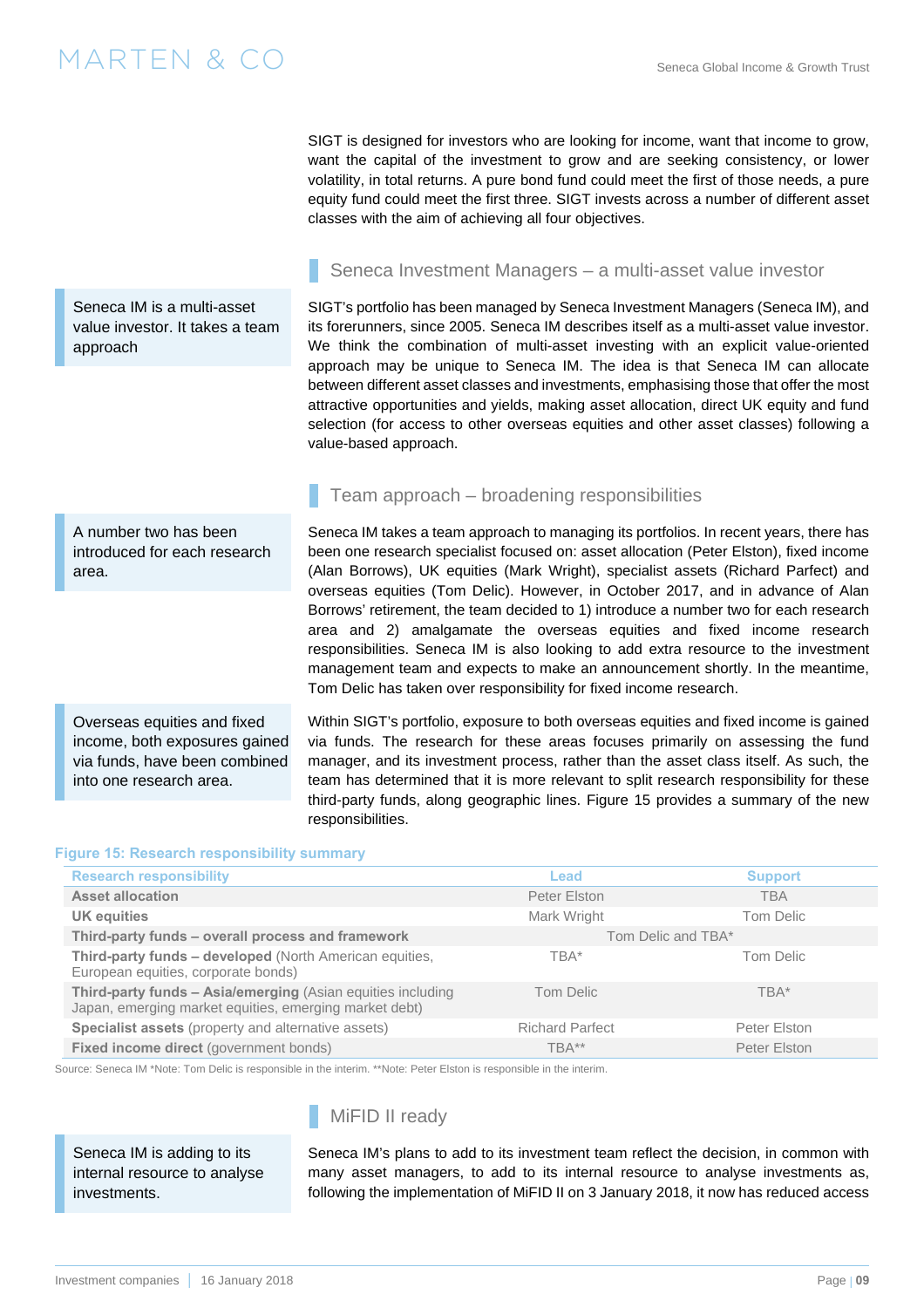SIGT is designed for investors who are looking for income, want that income to grow, want the capital of the investment to grow and are seeking consistency, or lower volatility, in total returns. A pure bond fund could meet the first of those needs, a pure equity fund could meet the first three. SIGT invests across a number of different asset classes with the aim of achieving all four objectives.

## Seneca Investment Managers – a multi-asset value investor

Seneca IM is a multi-asset value investor. It takes a team approach

SIGT's portfolio has been managed by Seneca Investment Managers (Seneca IM), and its forerunners, since 2005. Seneca IM describes itself as a multi-asset value investor. We think the combination of multi-asset investing with an explicit value-oriented approach may be unique to Seneca IM. The idea is that Seneca IM can allocate between different asset classes and investments, emphasising those that offer the most attractive opportunities and yields, making asset allocation, direct UK equity and fund selection (for access to other overseas equities and other asset classes) following a value-based approach.

## Team approach – broadening responsibilities

A number two has been introduced for each research area.

Seneca IM takes a team approach to managing its portfolios. In recent years, there has been one research specialist focused on: asset allocation (Peter Elston), fixed income (Alan Borrows), UK equities (Mark Wright), specialist assets (Richard Parfect) and overseas equities (Tom Delic). However, in October 2017, and in advance of Alan Borrows' retirement, the team decided to 1) introduce a number two for each research area and 2) amalgamate the overseas equities and fixed income research responsibilities. Seneca IM is also looking to add extra resource to the investment management team and expects to make an announcement shortly. In the meantime, Tom Delic has taken over responsibility for fixed income research.

Overseas equities and fixed income, both exposures gained via funds, have been combined into one research area.

Within SIGT's portfolio, exposure to both overseas equities and fixed income is gained via funds. The research for these areas focuses primarily on assessing the fund manager, and its investment process, rather than the asset class itself. As such, the team has determined that it is more relevant to split research responsibility for these third-party funds, along geographic lines. Figure 15 provides a summary of the new responsibilities.

**Figure 15: Research responsibility summary**

| Research responsibility | Lead | Support |
|---|---|---|
| **Asset allocation** | Peter Elston | TBA |
| **UK equities** | Mark Wright | Tom Delic |
| **Third-party funds – overall process and framework** | Tom Delic and TBA* | |
| **Third-party funds – developed** (North American equities, European equities, corporate bonds) | TBA* | Tom Delic |
| **Third-party funds – Asia/emerging** (Asian equities including Japan, emerging market equities, emerging market debt) | Tom Delic | TBA* |
| **Specialist assets** (property and alternative assets) | Richard Parfect | Peter Elston |
| **Fixed income direct** (government bonds) | TBA** | Peter Elston |

Source: Seneca IM *Note: Tom Delic is responsible in the interim. **Note: Peter Elston is responsible in the interim.

## MiFID II ready

Seneca IM is adding to its internal resource to analyse investments.

Seneca IM's plans to add to its investment team reflect the decision, in common with many asset managers, to add to its internal resource to analyse investments as, following the implementation of MiFID II on 3 January 2018, it now has reduced access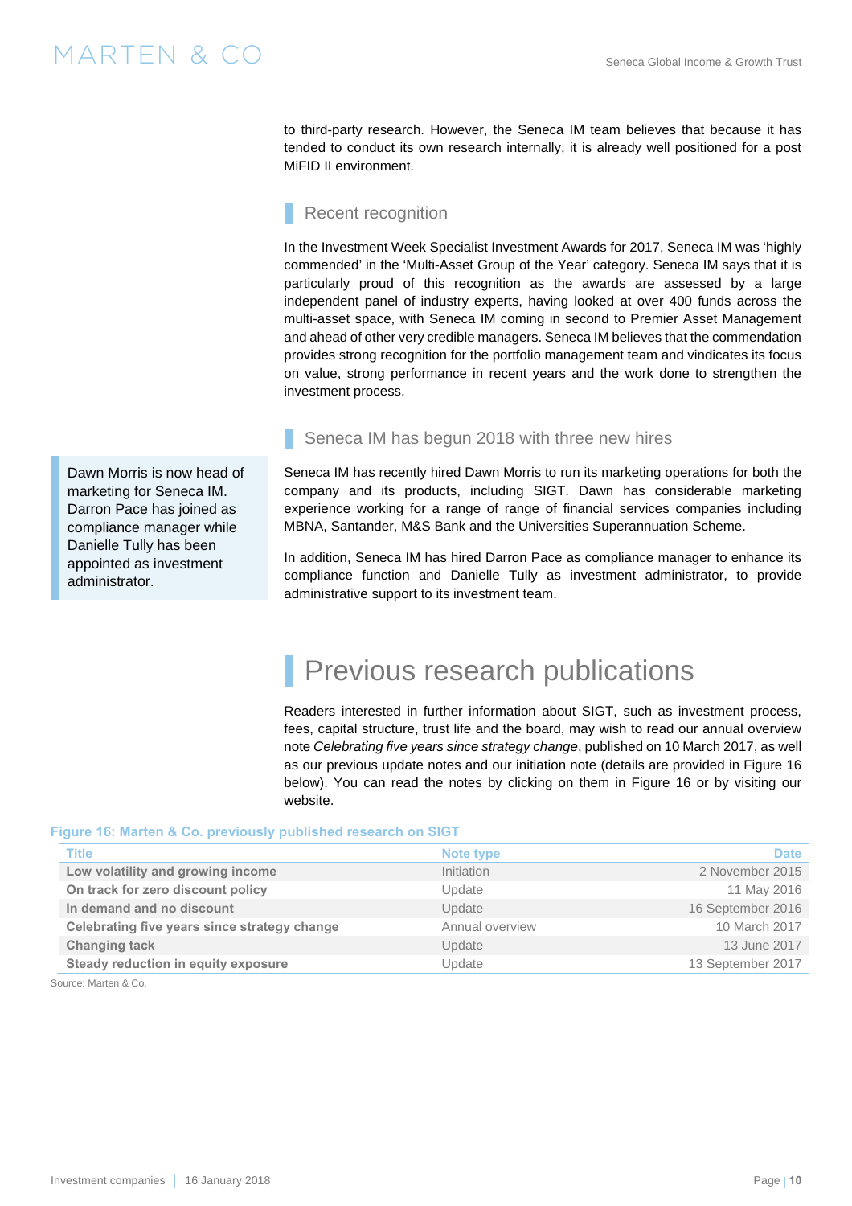to third-party research. However, the Seneca IM team believes that because it has tended to conduct its own research internally, it is already well positioned for a post MiFID II environment.

### Recent recognition

In the Investment Week Specialist Investment Awards for 2017, Seneca IM was 'highly commended' in the 'Multi-Asset Group of the Year' category. Seneca IM says that it is particularly proud of this recognition as the awards are assessed by a large independent panel of industry experts, having looked at over 400 funds across the multi-asset space, with Seneca IM coming in second to Premier Asset Management and ahead of other very credible managers. Seneca IM believes that the commendation provides strong recognition for the portfolio management team and vindicates its focus on value, strong performance in recent years and the work done to strengthen the investment process.

### Seneca IM has begun 2018 with three new hires

> Dawn Morris is now head of marketing for Seneca IM. Darron Pace has joined as compliance manager while Danielle Tully has been appointed as investment administrator.

Seneca IM has recently hired Dawn Morris to run its marketing operations for both the company and its products, including SIGT. Dawn has considerable marketing experience working for a range of range of financial services companies including MBNA, Santander, M&S Bank and the Universities Superannuation Scheme.

In addition, Seneca IM has hired Darron Pace as compliance manager to enhance its compliance function and Danielle Tully as investment administrator, to provide administrative support to its investment team.

## Previous research publications

Readers interested in further information about SIGT, such as investment process, fees, capital structure, trust life and the board, may wish to read our annual overview note *Celebrating five years since strategy change*, published on 10 March 2017, as well as our previous update notes and our initiation note (details are provided in Figure 16 below). You can read the notes by clicking on them in Figure 16 or by visiting our website.

**Figure 16: Marten & Co. previously published research on SIGT**

| Title | Note type | Date |
|---|---|---|
| **Low volatility and growing income** | Initiation | 2 November 2015 |
| **On track for zero discount policy** | Update | 11 May 2016 |
| **In demand and no discount** | Update | 16 September 2016 |
| **Celebrating five years since strategy change** | Annual overview | 10 March 2017 |
| **Changing tack** | Update | 13 June 2017 |
| **Steady reduction in equity exposure** | Update | 13 September 2017 |

Source: Marten & Co.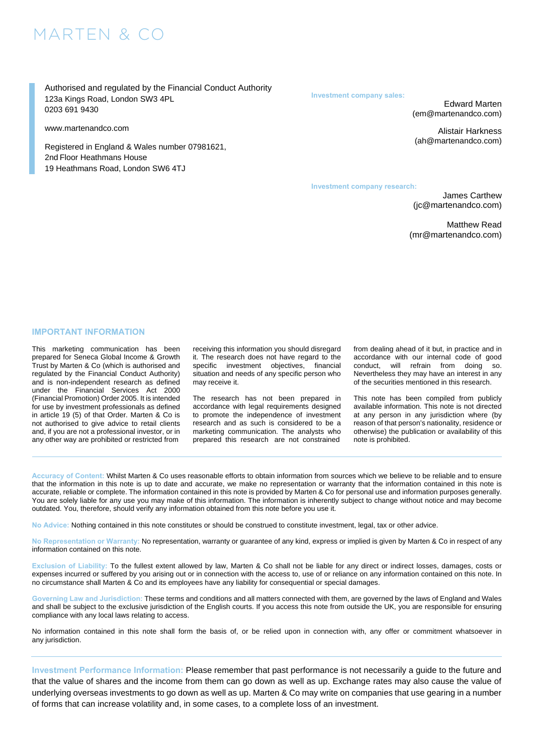# MARTEN & CO

Authorised and regulated by the Financial Conduct Authority
123a Kings Road, London SW3 4PL
0203 691 9430

www.martenandco.com

Registered in England & Wales number 07981621,
2nd Floor Heathmans House
19 Heathmans Road, London SW6 4TJ

**Investment company sales:**

Edward Marten
(em@martenandco.com)

Alistair Harkness
(ah@martenandco.com)

**Investment company research:**

James Carthew
(jc@martenandco.com)

Matthew Read
(mr@martenandco.com)

## IMPORTANT INFORMATION

This marketing communication has been prepared for Seneca Global Income & Growth Trust by Marten & Co (which is authorised and regulated by the Financial Conduct Authority) and is non-independent research as defined under the Financial Services Act 2000 (Financial Promotion) Order 2005. It is intended for use by investment professionals as defined in article 19 (5) of that Order. Marten & Co is not authorised to give advice to retail clients and, if you are not a professional investor, or in any other way are prohibited or restricted from receiving this information you should disregard it. The research does not have regard to the specific investment objectives, financial situation and needs of any specific person who may receive it.

The research has not been prepared in accordance with legal requirements designed to promote the independence of investment research and as such is considered to be a marketing communication. The analysts who prepared this research are not constrained from dealing ahead of it but, in practice and in accordance with our internal code of good conduct, will refrain from doing so. Nevertheless they may have an interest in any of the securities mentioned in this research.

This note has been compiled from publicly available information. This note is not directed at any person in any jurisdiction where (by reason of that person's nationality, residence or otherwise) the publication or availability of this note is prohibited.

**Accuracy of Content:** Whilst Marten & Co uses reasonable efforts to obtain information from sources which we believe to be reliable and to ensure that the information in this note is up to date and accurate, we make no representation or warranty that the information contained in this note is accurate, reliable or complete. The information contained in this note is provided by Marten & Co for personal use and information purposes generally. You are solely liable for any use you may make of this information. The information is inherently subject to change without notice and may become outdated. You, therefore, should verify any information obtained from this note before you use it.

**No Advice:** Nothing contained in this note constitutes or should be construed to constitute investment, legal, tax or other advice.

**No Representation or Warranty:** No representation, warranty or guarantee of any kind, express or implied is given by Marten & Co in respect of any information contained on this note.

**Exclusion of Liability:** To the fullest extent allowed by law, Marten & Co shall not be liable for any direct or indirect losses, damages, costs or expenses incurred or suffered by you arising out or in connection with the access to, use of or reliance on any information contained on this note. In no circumstance shall Marten & Co and its employees have any liability for consequential or special damages.

**Governing Law and Jurisdiction:** These terms and conditions and all matters connected with them, are governed by the laws of England and Wales and shall be subject to the exclusive jurisdiction of the English courts. If you access this note from outside the UK, you are responsible for ensuring compliance with any local laws relating to access.

No information contained in this note shall form the basis of, or be relied upon in connection with, any offer or commitment whatsoever in any jurisdiction.

**Investment Performance Information:** Please remember that past performance is not necessarily a guide to the future and that the value of shares and the income from them can go down as well as up. Exchange rates may also cause the value of underlying overseas investments to go down as well as up. Marten & Co may write on companies that use gearing in a number of forms that can increase volatility and, in some cases, to a complete loss of an investment.